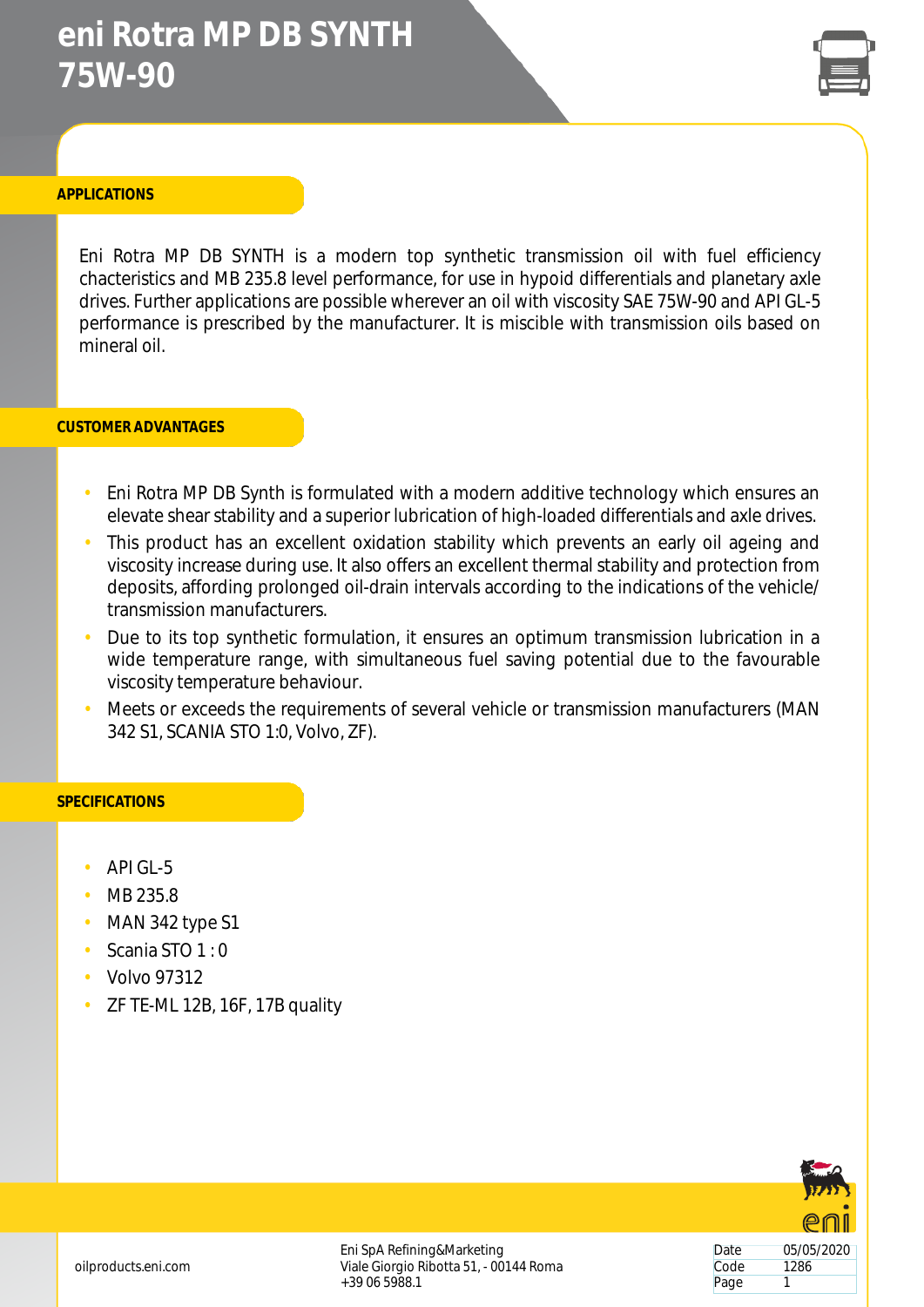# eni Rotra MP DB SYNTH 75W-90

## APPLICATIONS

Eni Rotra MP DB SYNTH is a modern top synthetic transmission oil with fuel efficiency chacteristics and MB 235.8 level performance, for use in hypoid differentials and planetary axle drives. Further applications are possible wherever an oil with viscosity SAE 75W-90 and API GL-5 performance is prescribed by the manufacturer. It is miscible with transmission oils based on mineral oil.

## CUSTOMER ADVANTAGES

- Eni Rotra MP DB Synth is formulated with a modern additive technology which ensures an elevate shear stability and a superior lubrication of high-loaded differentials and axle drives.
- This product has an excellent oxidation stability which prevents an early oil ageing and viscosity increase during use. It also offers an excellent thermal stability and protection from deposits, affording prolonged oil-drain intervals according to the indications of the vehicle/ transmission manufacturers.
- Due to its top synthetic formulation, it ensures an optimum transmission lubrication in a wide temperature range, with simultaneous fuel saving potential due to the favourable viscosity temperature behaviour.
- Meets or exceeds the requirements of several vehicle or transmission manufacturers (MAN 342 S1, SCANIA STO 1:0, Volvo, ZF).

## SPECIFICATIONS

- API GL-5
- MB 235.8
- MAN 342 type S1
- Scania STO 1 : 0
- Volvo 97312
- ZF TE-ML 12B, 16F, 17B quality

oilproducts.eni.com

Eni SpA Refining&Marketing
Viale Giorgio Ribotta 51, - 00144 Roma
+39 06 5988.1

| Date | 05/05/2020 |
|---|---|
| Code | 1286 |
| Page | 1 |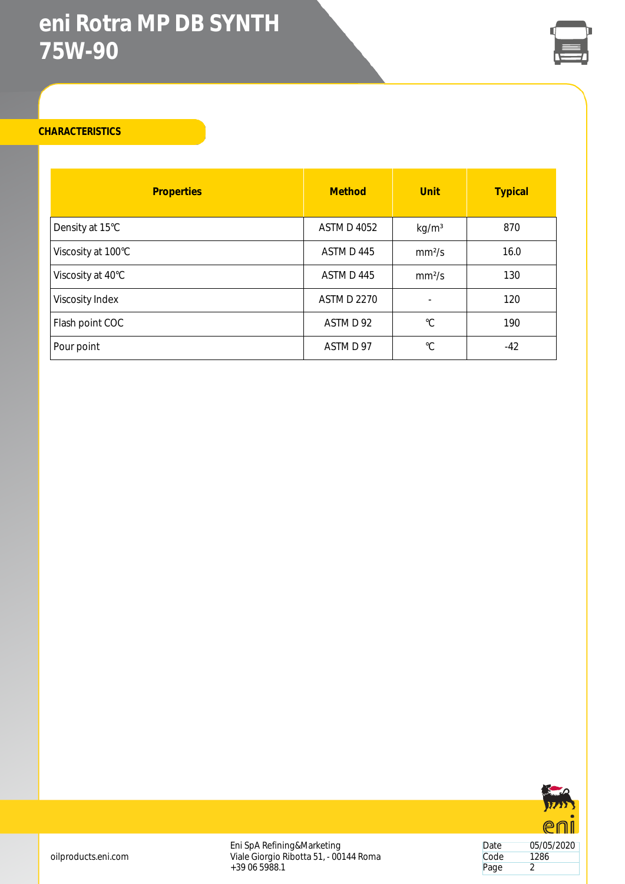# eni Rotra MP DB SYNTH 75W-90

## CHARACTERISTICS

| Properties | Method | Unit | Typical |
|---|---|---|---|
| Density at 15°C | ASTM D 4052 | kg/m³ | 870 |
| Viscosity at 100°C | ASTM D 445 | mm²/s | 16.0 |
| Viscosity at 40°C | ASTM D 445 | mm²/s | 130 |
| Viscosity Index | ASTM D 2270 | - | 120 |
| Flash point COC | ASTM D 92 | °C | 190 |
| Pour point | ASTM D 97 | °C | -42 |

oilproducts.eni.com

Eni SpA Refining&Marketing
Viale Giorgio Ribotta 51, - 00144 Roma
+39 06 5988.1

| | |
|---|---|
| Date | 05/05/2020 |
| Code | 1286 |
| Page | 2 |